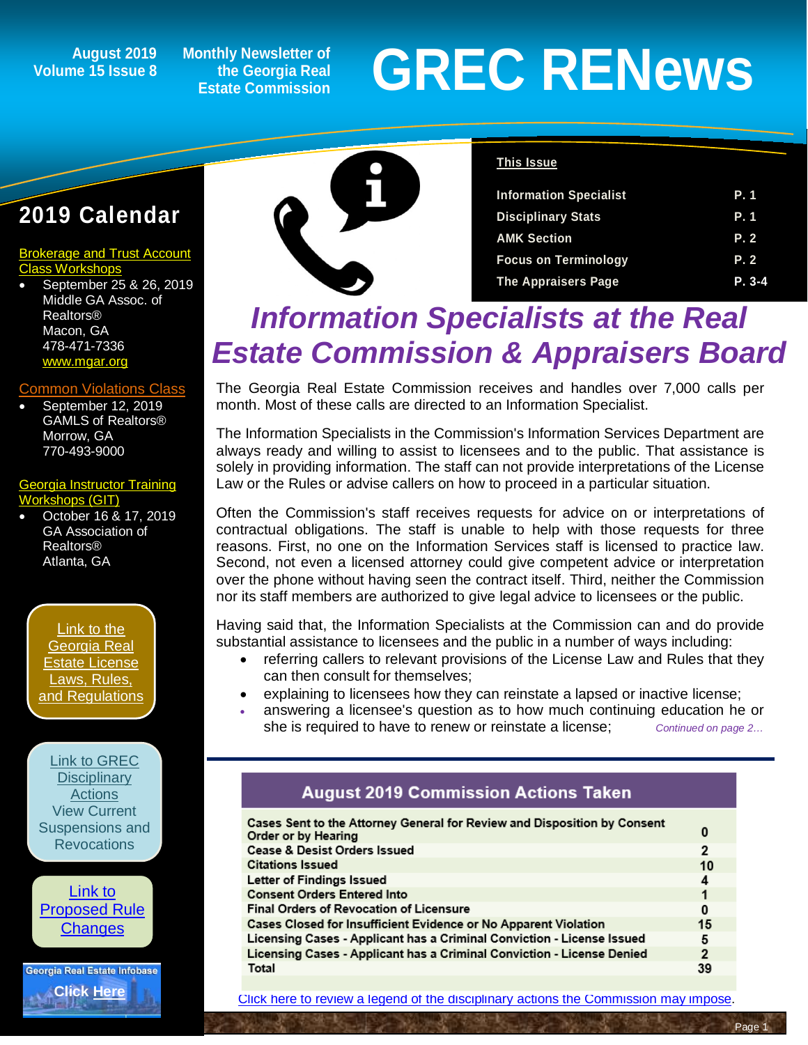August 2019
Volume 15 Issue 8

Monthly Newsletter of the Georgia Real Estate Commission

# GREC RENews

## 2019 Calendar

Brokerage and Trust Account Class Workshops

- September 25 & 26, 2019
  Middle GA Assoc. of Realtors®
  Macon, GA
  478-471-7336
  www.mgar.org

Common Violations Class

- September 12, 2019
  GAMLS of Realtors®
  Morrow, GA
  770-493-9000

Georgia Instructor Training Workshops (GIT)

- October 16 & 17, 2019
  GA Association of Realtors®
  Atlanta, GA

Link to the Georgia Real Estate License Laws, Rules, and Regulations

Link to GREC Disciplinary Actions
View Current Suspensions and Revocations

Link to Proposed Rule Changes

Georgia Real Estate Infobase
Click Here

**This Issue**

| | |
|---|---|
| Information Specialist | P. 1 |
| Disciplinary Stats | P. 1 |
| AMK Section | P. 2 |
| Focus on Terminology | P. 2 |
| The Appraisers Page | P. 3-4 |

# *Information Specialists at the Real Estate Commission & Appraisers Board*

The Georgia Real Estate Commission receives and handles over 7,000 calls per month. Most of these calls are directed to an Information Specialist.

The Information Specialists in the Commission's Information Services Department are always ready and willing to assist to licensees and to the public. That assistance is solely in providing information. The staff can not provide interpretations of the License Law or the Rules or advise callers on how to proceed in a particular situation.

Often the Commission's staff receives requests for advice on or interpretations of contractual obligations. The staff is unable to help with those requests for three reasons. First, no one on the Information Services staff is licensed to practice law. Second, not even a licensed attorney could give competent advice or interpretation over the phone without having seen the contract itself. Third, neither the Commission nor its staff members are authorized to give legal advice to licensees or the public.

Having said that, the Information Specialists at the Commission can and do provide substantial assistance to licensees and the public in a number of ways including:

- referring callers to relevant provisions of the License Law and Rules that they can then consult for themselves;
- explaining to licensees how they can reinstate a lapsed or inactive license;
- answering a licensee's question as to how much continuing education he or she is required to have to renew or reinstate a license;

*Continued on page 2…*

| August 2019 Commission Actions Taken | |
|---|---|
| Cases Sent to the Attorney General for Review and Disposition by Consent Order or by Hearing | 0 |
| Cease & Desist Orders Issued | 2 |
| Citations Issued | 10 |
| Letter of Findings Issued | 4 |
| Consent Orders Entered Into | 1 |
| Final Orders of Revocation of Licensure | 0 |
| Cases Closed for Insufficient Evidence or No Apparent Violation | 15 |
| Licensing Cases - Applicant has a Criminal Conviction - License Issued | 5 |
| Licensing Cases - Applicant has a Criminal Conviction - License Denied | 2 |
| Total | 39 |

Click here to review a legend of the disciplinary actions the Commission may impose.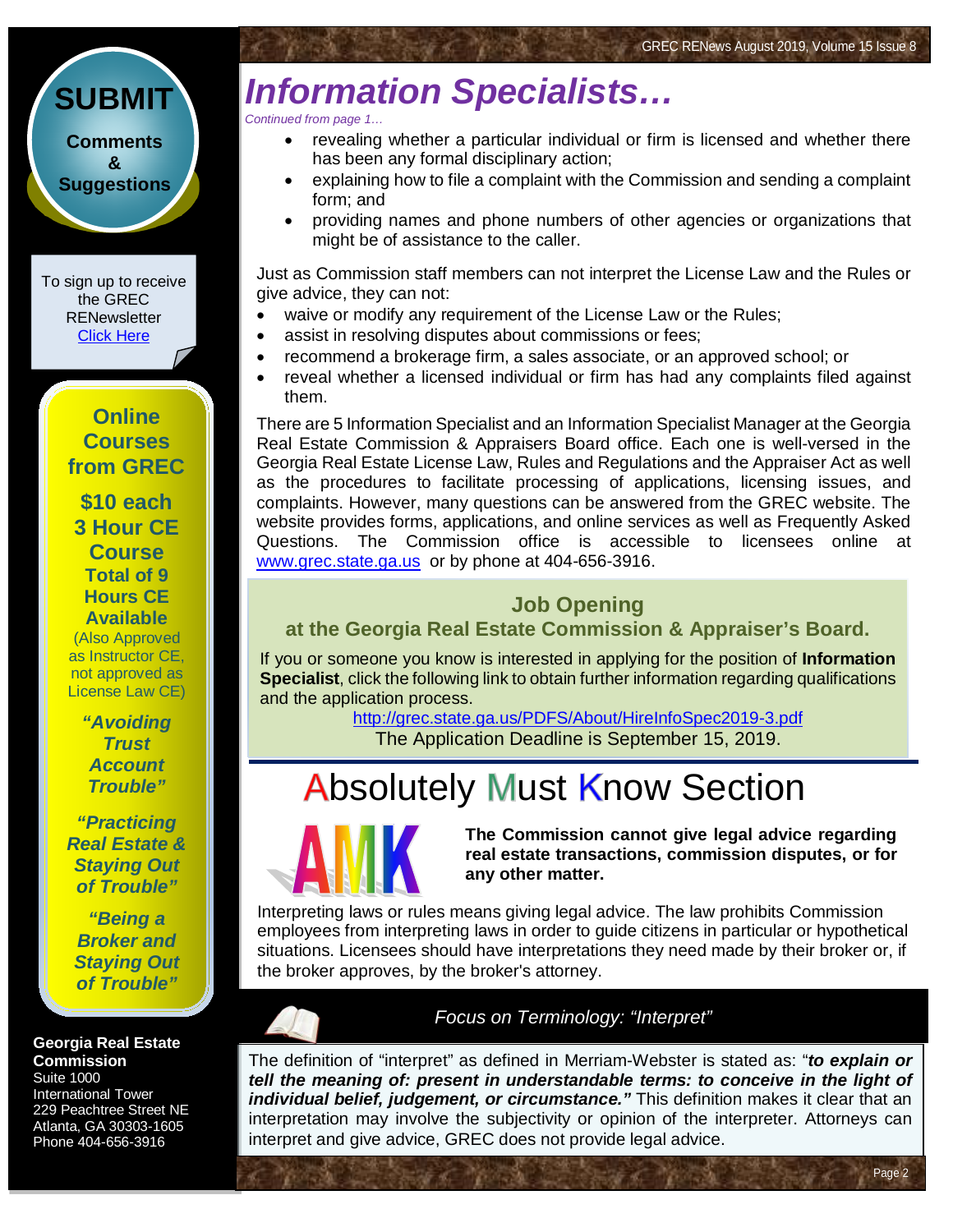# Information Specialists…

*Continued from page 1…*

- revealing whether a particular individual or firm is licensed and whether there has been any formal disciplinary action;
- explaining how to file a complaint with the Commission and sending a complaint form; and
- providing names and phone numbers of other agencies or organizations that might be of assistance to the caller.

Just as Commission staff members can not interpret the License Law and the Rules or give advice, they can not:

- waive or modify any requirement of the License Law or the Rules;
- assist in resolving disputes about commissions or fees;
- recommend a brokerage firm, a sales associate, or an approved school; or
- reveal whether a licensed individual or firm has had any complaints filed against them.

There are 5 Information Specialist and an Information Specialist Manager at the Georgia Real Estate Commission & Appraisers Board office. Each one is well-versed in the Georgia Real Estate License Law, Rules and Regulations and the Appraiser Act as well as the procedures to facilitate processing of applications, licensing issues, and complaints. However, many questions can be answered from the GREC website. The website provides forms, applications, and online services as well as Frequently Asked Questions. The Commission office is accessible to licensees online at www.grec.state.ga.us or by phone at 404-656-3916.

### Job Opening
### at the Georgia Real Estate Commission & Appraiser's Board.

If you or someone you know is interested in applying for the position of **Information Specialist**, click the following link to obtain further information regarding qualifications and the application process.

http://grec.state.ga.us/PDFS/About/HireInfoSpec2019-3.pdf

The Application Deadline is September 15, 2019.

## Absolutely Must Know Section

AMK

**The Commission cannot give legal advice regarding real estate transactions, commission disputes, or for any other matter.**

Interpreting laws or rules means giving legal advice. The law prohibits Commission employees from interpreting laws in order to guide citizens in particular or hypothetical situations. Licensees should have interpretations they need made by their broker or, if the broker approves, by the broker's attorney.

### *Focus on Terminology: "Interpret"*

The definition of "interpret" as defined in Merriam-Webster is stated as: "***to explain or tell the meaning of: present in understandable terms: to conceive in the light of individual belief, judgement, or circumstance."*** This definition makes it clear that an interpretation may involve the subjectivity or opinion of the interpreter. Attorneys can interpret and give advice, GREC does not provide legal advice.

---

## SUBMIT

**Comments & Suggestions**

To sign up to receive the GREC RENewsletter [Click Here]

**Online Courses from GREC**

**$10 each**
**3 Hour CE Course**
**Total of 9 Hours CE Available**

(Also Approved as Instructor CE, not approved as License Law CE)

***"Avoiding Trust Account Trouble"***

***"Practicing Real Estate & Staying Out of Trouble"***

***"Being a Broker and Staying Out of Trouble"***

**Georgia Real Estate Commission**
Suite 1000
International Tower
229 Peachtree Street NE
Atlanta, GA 30303-1605
Phone 404-656-3916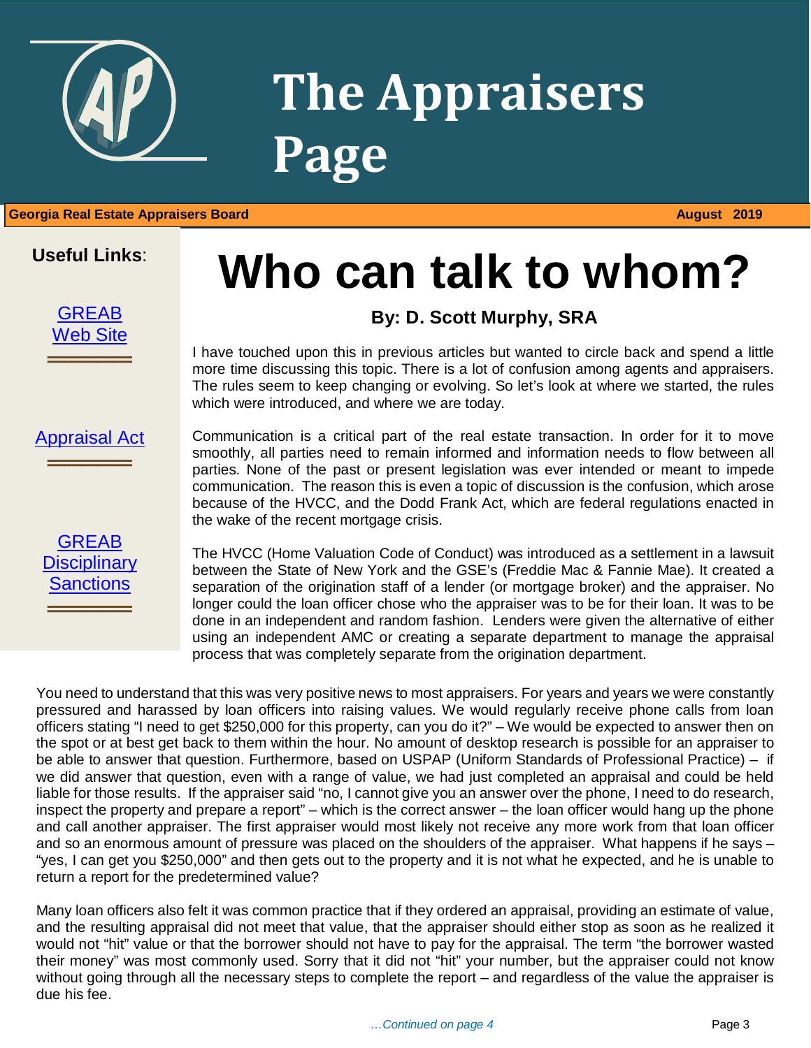# The Appraisers Page

**Georgia Real Estate Appraisers Board** **August 2019**

**Useful Links**:

[GREAB Web Site]

[Appraisal Act]

[GREAB Disciplinary Sanctions]

# Who can talk to whom?

**By: D. Scott Murphy, SRA**

I have touched upon this in previous articles but wanted to circle back and spend a little more time discussing this topic. There is a lot of confusion among agents and appraisers. The rules seem to keep changing or evolving. So let's look at where we started, the rules which were introduced, and where we are today.

Communication is a critical part of the real estate transaction. In order for it to move smoothly, all parties need to remain informed and information needs to flow between all parties. None of the past or present legislation was ever intended or meant to impede communication. The reason this is even a topic of discussion is the confusion, which arose because of the HVCC, and the Dodd Frank Act, which are federal regulations enacted in the wake of the recent mortgage crisis.

The HVCC (Home Valuation Code of Conduct) was introduced as a settlement in a lawsuit between the State of New York and the GSE's (Freddie Mac & Fannie Mae). It created a separation of the origination staff of a lender (or mortgage broker) and the appraiser. No longer could the loan officer chose who the appraiser was to be for their loan. It was to be done in an independent and random fashion. Lenders were given the alternative of either using an independent AMC or creating a separate department to manage the appraisal process that was completely separate from the origination department.

You need to understand that this was very positive news to most appraisers. For years and years we were constantly pressured and harassed by loan officers into raising values. We would regularly receive phone calls from loan officers stating "I need to get $250,000 for this property, can you do it?" – We would be expected to answer then on the spot or at best get back to them within the hour. No amount of desktop research is possible for an appraiser to be able to answer that question. Furthermore, based on USPAP (Uniform Standards of Professional Practice) – if we did answer that question, even with a range of value, we had just completed an appraisal and could be held liable for those results. If the appraiser said "no, I cannot give you an answer over the phone, I need to do research, inspect the property and prepare a report" – which is the correct answer – the loan officer would hang up the phone and call another appraiser. The first appraiser would most likely not receive any more work from that loan officer and so an enormous amount of pressure was placed on the shoulders of the appraiser. What happens if he says – "yes, I can get you $250,000" and then gets out to the property and it is not what he expected, and he is unable to return a report for the predetermined value?

Many loan officers also felt it was common practice that if they ordered an appraisal, providing an estimate of value, and the resulting appraisal did not meet that value, that the appraiser should either stop as soon as he realized it would not "hit" value or that the borrower should not have to pay for the appraisal. The term "the borrower wasted their money" was most commonly used. Sorry that it did not "hit" your number, but the appraiser could not know without going through all the necessary steps to complete the report – and regardless of the value the appraiser is due his fee.

*…Continued on page 4*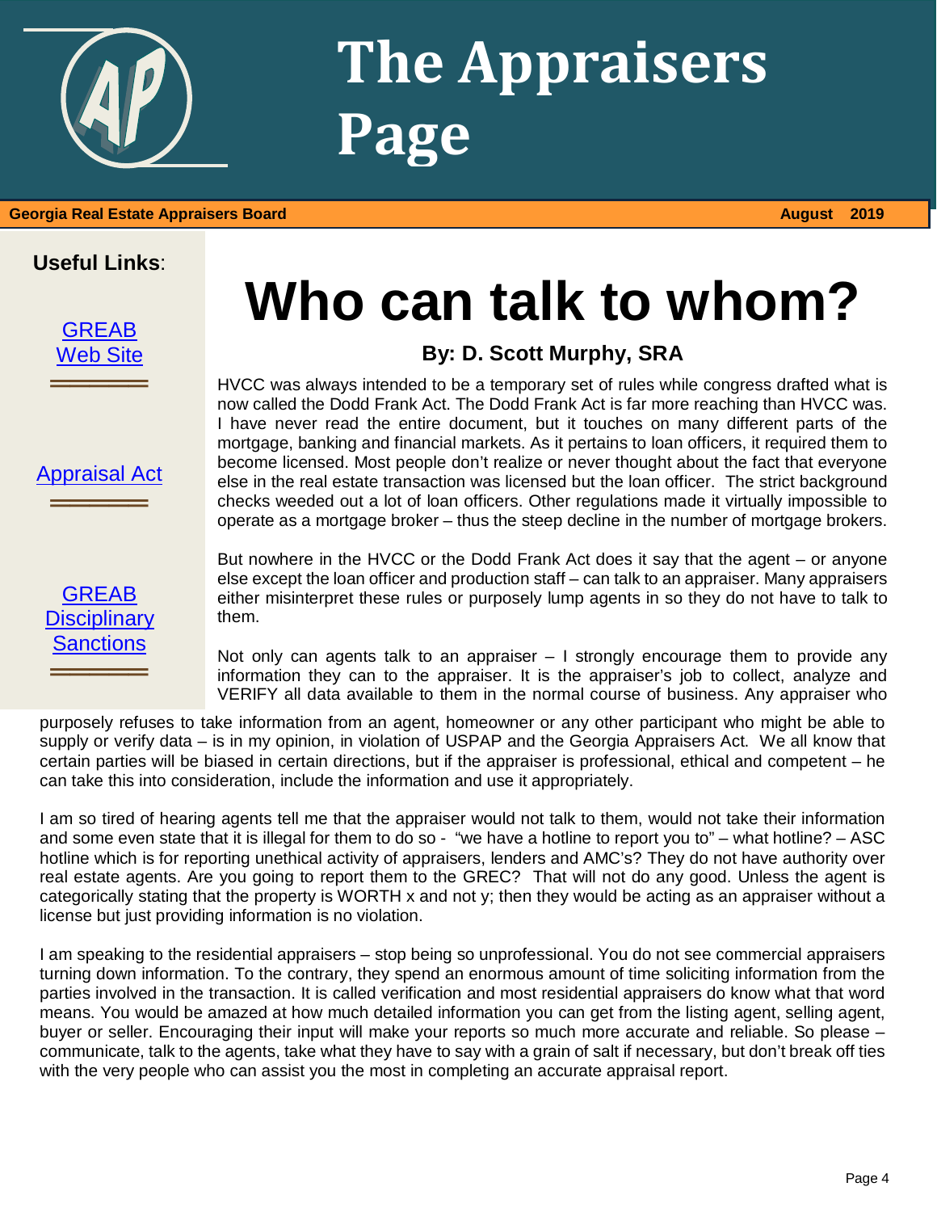# The Appraisers Page

**Georgia Real Estate Appraisers Board** **August 2019**

**Useful Links**:

GREAB Web Site

Appraisal Act

GREAB Disciplinary Sanctions

# Who can talk to whom?

### By: D. Scott Murphy, SRA

HVCC was always intended to be a temporary set of rules while congress drafted what is now called the Dodd Frank Act. The Dodd Frank Act is far more reaching than HVCC was. I have never read the entire document, but it touches on many different parts of the mortgage, banking and financial markets. As it pertains to loan officers, it required them to become licensed. Most people don't realize or never thought about the fact that everyone else in the real estate transaction was licensed but the loan officer. The strict background checks weeded out a lot of loan officers. Other regulations made it virtually impossible to operate as a mortgage broker – thus the steep decline in the number of mortgage brokers.

But nowhere in the HVCC or the Dodd Frank Act does it say that the agent – or anyone else except the loan officer and production staff – can talk to an appraiser. Many appraisers either misinterpret these rules or purposely lump agents in so they do not have to talk to them.

Not only can agents talk to an appraiser – I strongly encourage them to provide any information they can to the appraiser. It is the appraiser's job to collect, analyze and VERIFY all data available to them in the normal course of business. Any appraiser who purposely refuses to take information from an agent, homeowner or any other participant who might be able to supply or verify data – is in my opinion, in violation of USPAP and the Georgia Appraisers Act. We all know that certain parties will be biased in certain directions, but if the appraiser is professional, ethical and competent – he can take this into consideration, include the information and use it appropriately.

I am so tired of hearing agents tell me that the appraiser would not talk to them, would not take their information and some even state that it is illegal for them to do so - "we have a hotline to report you to" – what hotline? – ASC hotline which is for reporting unethical activity of appraisers, lenders and AMC's? They do not have authority over real estate agents. Are you going to report them to the GREC? That will not do any good. Unless the agent is categorically stating that the property is WORTH x and not y; then they would be acting as an appraiser without a license but just providing information is no violation.

I am speaking to the residential appraisers – stop being so unprofessional. You do not see commercial appraisers turning down information. To the contrary, they spend an enormous amount of time soliciting information from the parties involved in the transaction. It is called verification and most residential appraisers do know what that word means. You would be amazed at how much detailed information you can get from the listing agent, selling agent, buyer or seller. Encouraging their input will make your reports so much more accurate and reliable. So please – communicate, talk to the agents, take what they have to say with a grain of salt if necessary, but don't break off ties with the very people who can assist you the most in completing an accurate appraisal report.